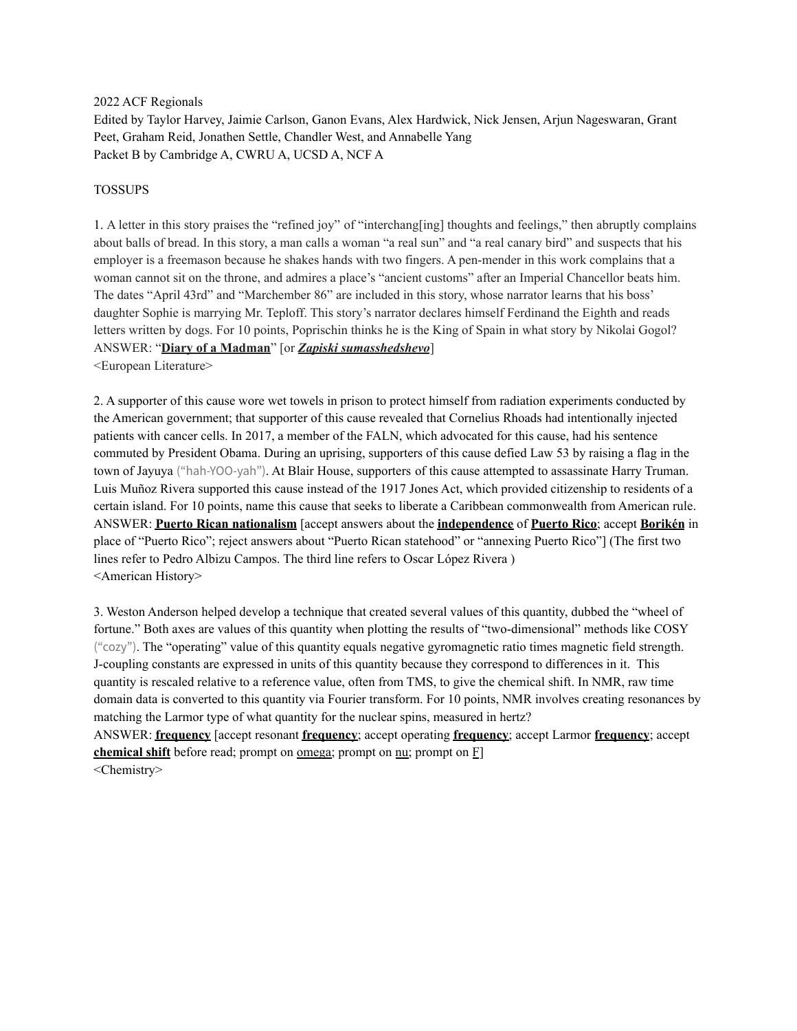2022 ACF Regionals
Edited by Taylor Harvey, Jaimie Carlson, Ganon Evans, Alex Hardwick, Nick Jensen, Arjun Nageswaran, Grant Peet, Graham Reid, Jonathen Settle, Chandler West, and Annabelle Yang
Packet B by Cambridge A, CWRU A, UCSD A, NCF A

TOSSUPS

1. A letter in this story praises the "refined joy" of "interchang[ing] thoughts and feelings," then abruptly complains about balls of bread. In this story, a man calls a woman "a real sun" and "a real canary bird" and suspects that his employer is a freemason because he shakes hands with two fingers. A pen-mender in this work complains that a woman cannot sit on the throne, and admires a place's "ancient customs" after an Imperial Chancellor beats him. The dates "April 43rd" and "Marchember 86" are included in this story, whose narrator learns that his boss' daughter Sophie is marrying Mr. Teploff. This story's narrator declares himself Ferdinand the Eighth and reads letters written by dogs. For 10 points, Poprischin thinks he is the King of Spain in what story by Nikolai Gogol?
ANSWER: "**Diary of a Madman**" [or ***Zapiski sumasshedshevo***]
<European Literature>

2. A supporter of this cause wore wet towels in prison to protect himself from radiation experiments conducted by the American government; that supporter of this cause revealed that Cornelius Rhoads had intentionally injected patients with cancer cells. In 2017, a member of the FALN, which advocated for this cause, had his sentence commuted by President Obama. During an uprising, supporters of this cause defied Law 53 by raising a flag in the town of Jayuya ("hah-YOO-yah"). At Blair House, supporters of this cause attempted to assassinate Harry Truman. Luis Muñoz Rivera supported this cause instead of the 1917 Jones Act, which provided citizenship to residents of a certain island. For 10 points, name this cause that seeks to liberate a Caribbean commonwealth from American rule.
ANSWER: **Puerto Rican nationalism** [accept answers about the **independence** of **Puerto Rico**; accept **Borikén** in place of "Puerto Rico"; reject answers about "Puerto Rican statehood" or "annexing Puerto Rico"] (The first two lines refer to Pedro Albizu Campos. The third line refers to Oscar López Rivera )
<American History>

3. Weston Anderson helped develop a technique that created several values of this quantity, dubbed the "wheel of fortune." Both axes are values of this quantity when plotting the results of "two-dimensional" methods like COSY ("cozy"). The "operating" value of this quantity equals negative gyromagnetic ratio times magnetic field strength. J-coupling constants are expressed in units of this quantity because they correspond to differences in it. This quantity is rescaled relative to a reference value, often from TMS, to give the chemical shift. In NMR, raw time domain data is converted to this quantity via Fourier transform. For 10 points, NMR involves creating resonances by matching the Larmor type of what quantity for the nuclear spins, measured in hertz?
ANSWER: **frequency** [accept resonant **frequency**; accept operating **frequency**; accept Larmor **frequency**; accept **chemical shift** before read; prompt on omega; prompt on nu; prompt on F]
<Chemistry>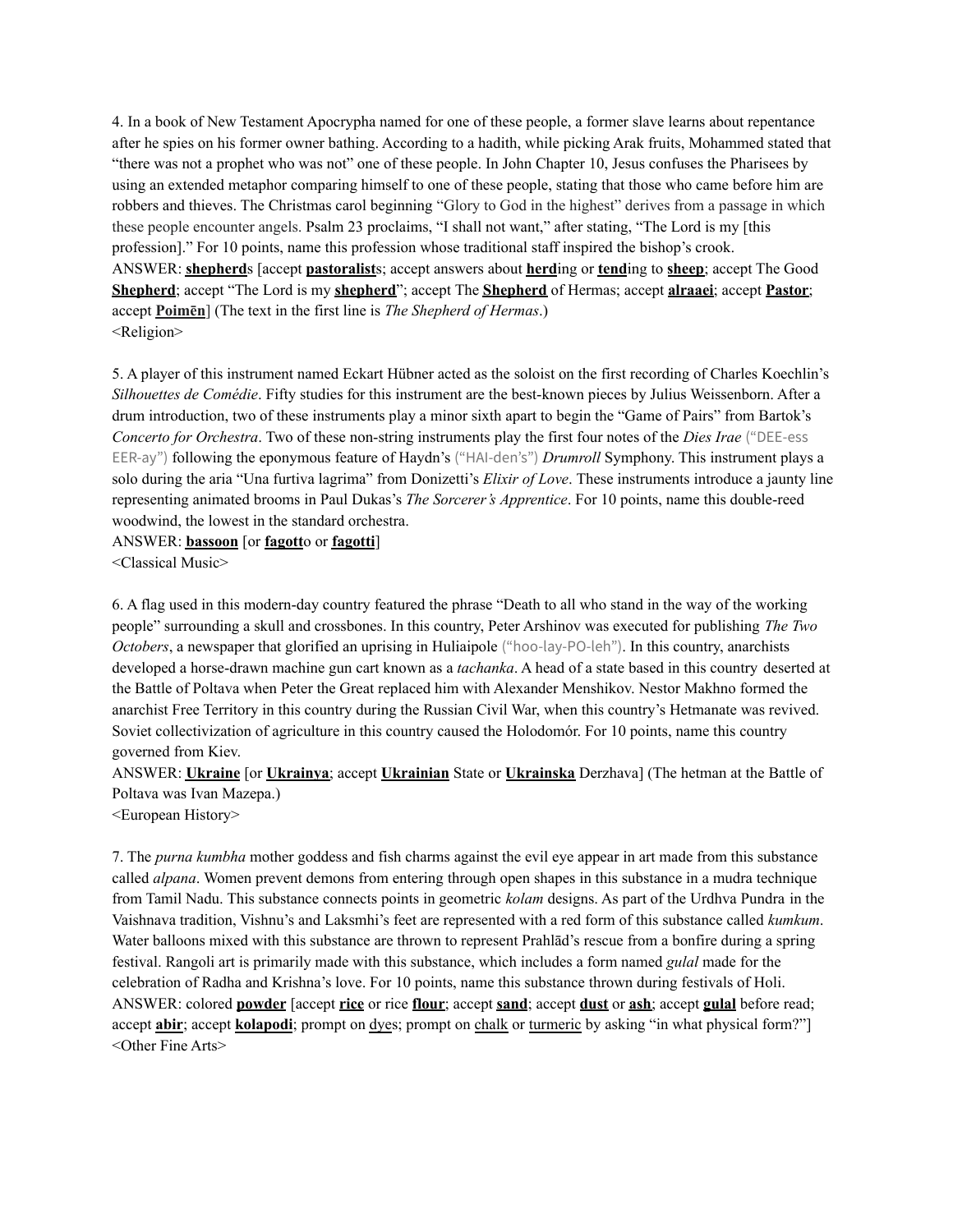4. In a book of New Testament Apocrypha named for one of these people, a former slave learns about repentance after he spies on his former owner bathing. According to a hadith, while picking Arak fruits, Mohammed stated that “there was not a prophet who was not” one of these people. In John Chapter 10, Jesus confuses the Pharisees by using an extended metaphor comparing himself to one of these people, stating that those who came before him are robbers and thieves. The Christmas carol beginning “Glory to God in the highest” derives from a passage in which these people encounter angels. Psalm 23 proclaims, “I shall not want,” after stating, “The Lord is my [this profession].” For 10 points, name this profession whose traditional staff inspired the bishop’s crook.

ANSWER: **shepherd**s [accept **pastoralist**s; accept answers about **herd**ing or **tend**ing to **sheep**; accept The Good **Shepherd**; accept “The Lord is my **shepherd**”; accept The **Shepherd** of Hermas; accept **alraaei**; accept **Pastor**; accept **Poimēn**] (The text in the first line is *The Shepherd of Hermas*.)

<Religion>

5. A player of this instrument named Eckart Hübner acted as the soloist on the first recording of Charles Koechlin’s *Silhouettes de Comédie*. Fifty studies for this instrument are the best-known pieces by Julius Weissenborn. After a drum introduction, two of these instruments play a minor sixth apart to begin the “Game of Pairs” from Bartok’s *Concerto for Orchestra*. Two of these non-string instruments play the first four notes of the *Dies Irae* (“DEE-ess EER-ay”) following the eponymous feature of Haydn’s (“HAI-den’s”) *Drumroll* Symphony. This instrument plays a solo during the aria “Una furtiva lagrima” from Donizetti’s *Elixir of Love*. These instruments introduce a jaunty line representing animated brooms in Paul Dukas’s *The Sorcerer’s Apprentice*. For 10 points, name this double-reed woodwind, the lowest in the standard orchestra.

ANSWER: **bassoon** [or **fagott**o or **fagotti**]

<Classical Music>

6. A flag used in this modern-day country featured the phrase “Death to all who stand in the way of the working people” surrounding a skull and crossbones. In this country, Peter Arshinov was executed for publishing *The Two Octobers*, a newspaper that glorified an uprising in Huliaipole (“hoo-lay-PO-leh”). In this country, anarchists developed a horse-drawn machine gun cart known as a *tachanka*. A head of a state based in this country deserted at the Battle of Poltava when Peter the Great replaced him with Alexander Menshikov. Nestor Makhno formed the anarchist Free Territory in this country during the Russian Civil War, when this country’s Hetmanate was revived. Soviet collectivization of agriculture in this country caused the Holodomór. For 10 points, name this country governed from Kiev.

ANSWER: **Ukraine** [or **Ukrainya**; accept **Ukrainian** State or **Ukrainska** Derzhava] (The hetman at the Battle of Poltava was Ivan Mazepa.)

<European History>

7. The *purna kumbha* mother goddess and fish charms against the evil eye appear in art made from this substance called *alpana*. Women prevent demons from entering through open shapes in this substance in a mudra technique from Tamil Nadu. This substance connects points in geometric *kolam* designs. As part of the Urdhva Pundra in the Vaishnava tradition, Vishnu’s and Laksmhi’s feet are represented with a red form of this substance called *kumkum*. Water balloons mixed with this substance are thrown to represent Prahlād’s rescue from a bonfire during a spring festival. Rangoli art is primarily made with this substance, which includes a form named *gulal* made for the celebration of Radha and Krishna’s love. For 10 points, name this substance thrown during festivals of Holi.

ANSWER: colored **powder** [accept **rice** or rice **flour**; accept **sand**; accept **dust** or **ash**; accept **gulal** before read; accept **abir**; accept **kolapodi**; prompt on dyes; prompt on chalk or turmeric by asking “in what physical form?”]

<Other Fine Arts>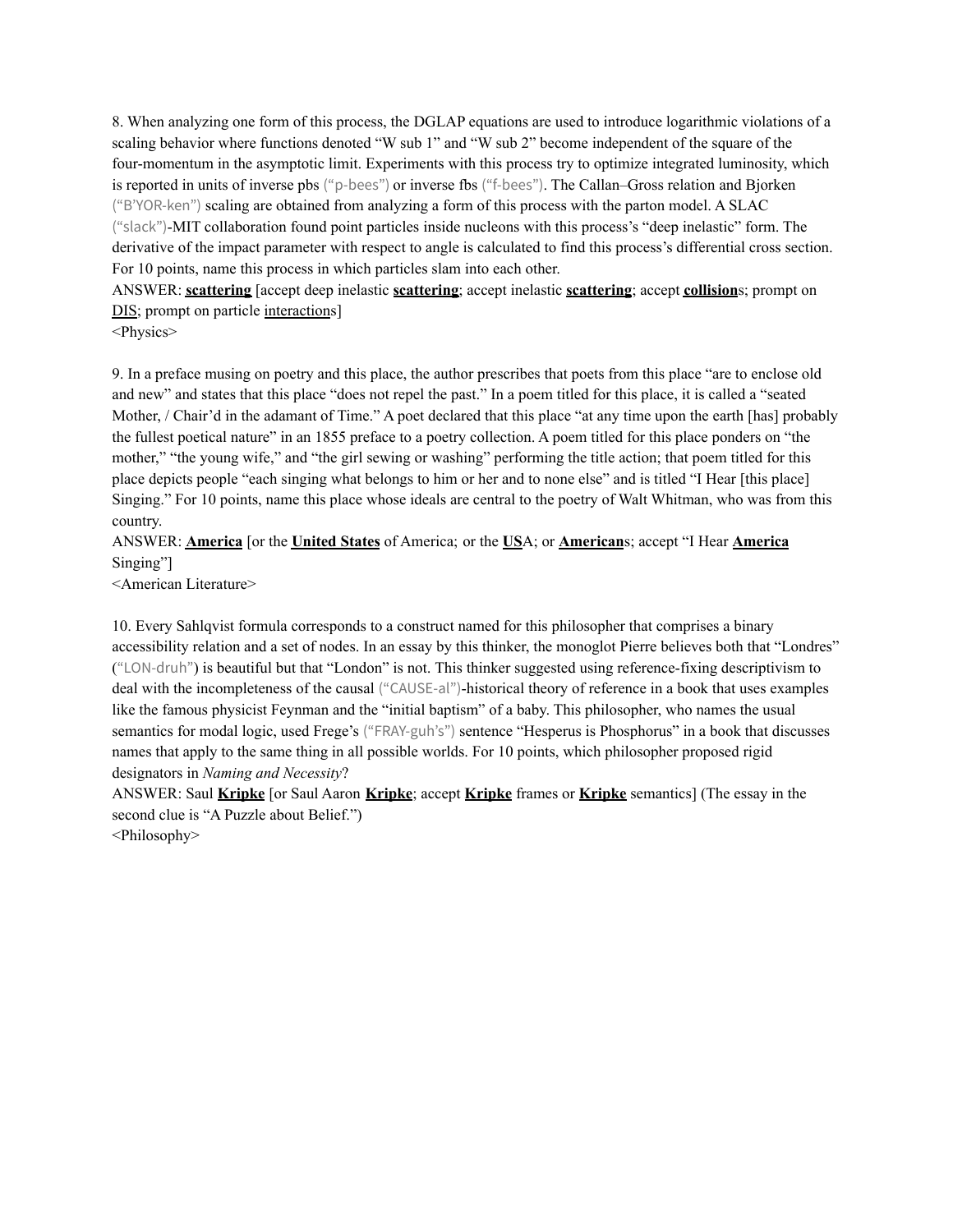8. When analyzing one form of this process, the DGLAP equations are used to introduce logarithmic violations of a scaling behavior where functions denoted "W sub 1" and "W sub 2" become independent of the square of the four-momentum in the asymptotic limit. Experiments with this process try to optimize integrated luminosity, which is reported in units of inverse pbs ("p-bees") or inverse fbs ("f-bees"). The Callan–Gross relation and Bjorken ("B'YOR-ken") scaling are obtained from analyzing a form of this process with the parton model. A SLAC ("slack")-MIT collaboration found point particles inside nucleons with this process's "deep inelastic" form. The derivative of the impact parameter with respect to angle is calculated to find this process's differential cross section. For 10 points, name this process in which particles slam into each other.
ANSWER: **scattering** [accept deep inelastic **scattering**; accept inelastic **scattering**; accept **collision**s; prompt on DIS; prompt on particle interactions]
<Physics>

9. In a preface musing on poetry and this place, the author prescribes that poets from this place "are to enclose old and new" and states that this place "does not repel the past." In a poem titled for this place, it is called a "seated Mother, / Chair'd in the adamant of Time." A poet declared that this place "at any time upon the earth [has] probably the fullest poetical nature" in an 1855 preface to a poetry collection. A poem titled for this place ponders on "the mother," "the young wife," and "the girl sewing or washing" performing the title action; that poem titled for this place depicts people "each singing what belongs to him or her and to none else" and is titled "I Hear [this place] Singing." For 10 points, name this place whose ideals are central to the poetry of Walt Whitman, who was from this country.
ANSWER: **America** [or the **United States** of America; or the **US**A; or **American**s; accept "I Hear **America** Singing"]
<American Literature>

10. Every Sahlqvist formula corresponds to a construct named for this philosopher that comprises a binary accessibility relation and a set of nodes. In an essay by this thinker, the monoglot Pierre believes both that "Londres" ("LON-druh") is beautiful but that "London" is not. This thinker suggested using reference-fixing descriptivism to deal with the incompleteness of the causal ("CAUSE-al")-historical theory of reference in a book that uses examples like the famous physicist Feynman and the "initial baptism" of a baby. This philosopher, who names the usual semantics for modal logic, used Frege's ("FRAY-guh's") sentence "Hesperus is Phosphorus" in a book that discusses names that apply to the same thing in all possible worlds. For 10 points, which philosopher proposed rigid designators in *Naming and Necessity*?
ANSWER: Saul **Kripke** [or Saul Aaron **Kripke**; accept **Kripke** frames or **Kripke** semantics] (The essay in the second clue is "A Puzzle about Belief.")
<Philosophy>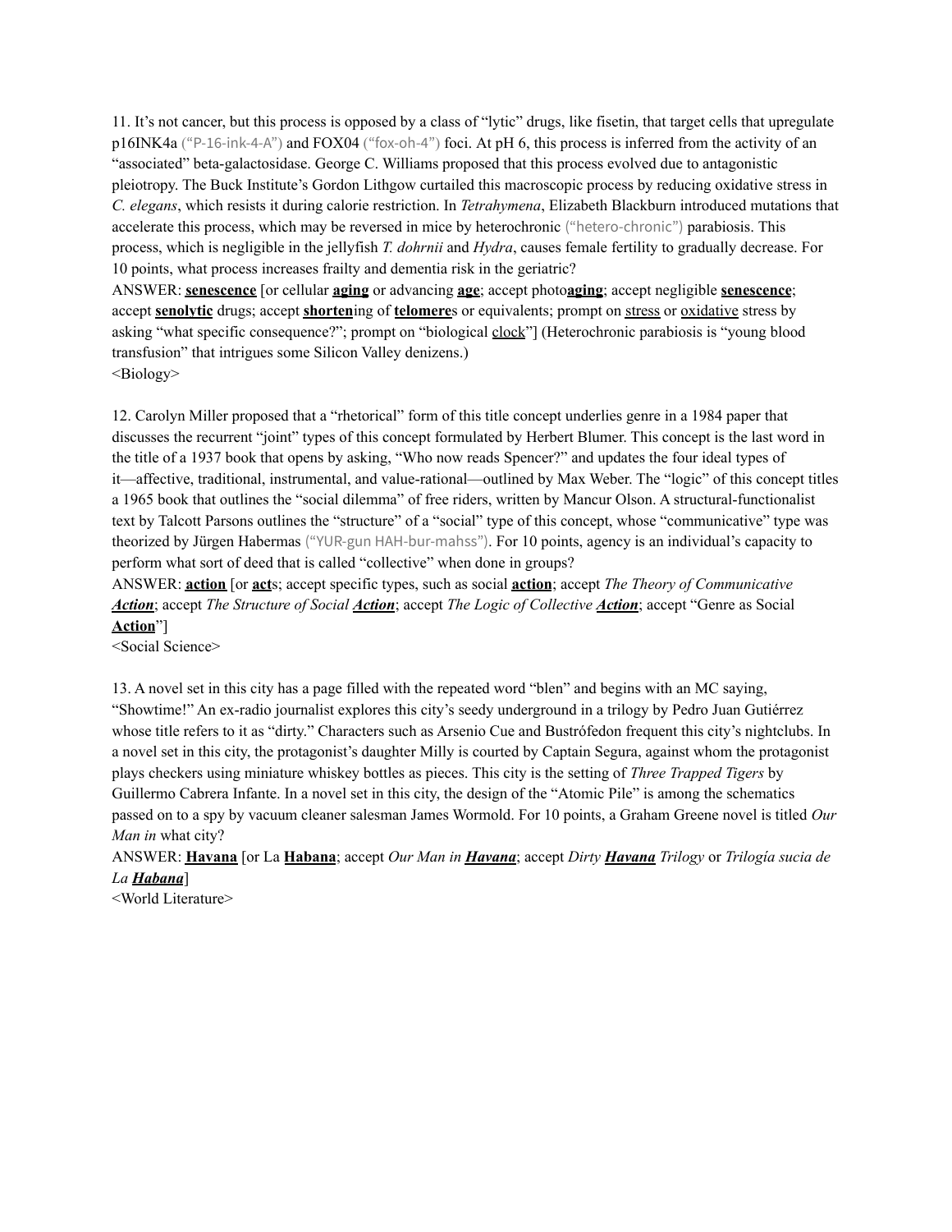11. It's not cancer, but this process is opposed by a class of "lytic" drugs, like fisetin, that target cells that upregulate p16INK4a ("P-16-ink-4-A") and FOX04 ("fox-oh-4") foci. At pH 6, this process is inferred from the activity of an "associated" beta-galactosidase. George C. Williams proposed that this process evolved due to antagonistic pleiotropy. The Buck Institute's Gordon Lithgow curtailed this macroscopic process by reducing oxidative stress in *C. elegans*, which resists it during calorie restriction. In *Tetrahymena*, Elizabeth Blackburn introduced mutations that accelerate this process, which may be reversed in mice by heterochronic ("hetero-chronic") parabiosis. This process, which is negligible in the jellyfish *T. dohrnii* and *Hydra*, causes female fertility to gradually decrease. For 10 points, what process increases frailty and dementia risk in the geriatric?

ANSWER: **senescence** [or cellular **aging** or advancing **age**; accept photo**aging**; accept negligible **senescence**; accept **senolytic** drugs; accept **shorten**ing of **telomere**s or equivalents; prompt on stress or oxidative stress by asking "what specific consequence?"; prompt on "biological clock"] (Heterochronic parabiosis is "young blood transfusion" that intrigues some Silicon Valley denizens.)

<Biology>

12. Carolyn Miller proposed that a "rhetorical" form of this title concept underlies genre in a 1984 paper that discusses the recurrent "joint" types of this concept formulated by Herbert Blumer. This concept is the last word in the title of a 1937 book that opens by asking, "Who now reads Spencer?" and updates the four ideal types of it—affective, traditional, instrumental, and value-rational—outlined by Max Weber. The "logic" of this concept titles a 1965 book that outlines the "social dilemma" of free riders, written by Mancur Olson. A structural-functionalist text by Talcott Parsons outlines the "structure" of a "social" type of this concept, whose "communicative" type was theorized by Jürgen Habermas ("YUR-gun HAH-bur-mahss"). For 10 points, agency is an individual's capacity to perform what sort of deed that is called "collective" when done in groups?

ANSWER: **action** [or **act**s; accept specific types, such as social **action**; accept *The Theory of Communicative **Action***; accept *The Structure of Social **Action***; accept *The Logic of Collective **Action***; accept "Genre as Social **Action**"]

<Social Science>

13. A novel set in this city has a page filled with the repeated word "blen" and begins with an MC saying, "Showtime!" An ex-radio journalist explores this city's seedy underground in a trilogy by Pedro Juan Gutiérrez whose title refers to it as "dirty." Characters such as Arsenio Cue and Bustrófedon frequent this city's nightclubs. In a novel set in this city, the protagonist's daughter Milly is courted by Captain Segura, against whom the protagonist plays checkers using miniature whiskey bottles as pieces. This city is the setting of *Three Trapped Tigers* by Guillermo Cabrera Infante. In a novel set in this city, the design of the "Atomic Pile" is among the schematics passed on to a spy by vacuum cleaner salesman James Wormold. For 10 points, a Graham Greene novel is titled *Our Man in* what city?

ANSWER: **Havana** [or La **Habana**; accept *Our Man in **Havana***; accept *Dirty **Havana** Trilogy* or *Trilogía sucia de La **Habana***]

<World Literature>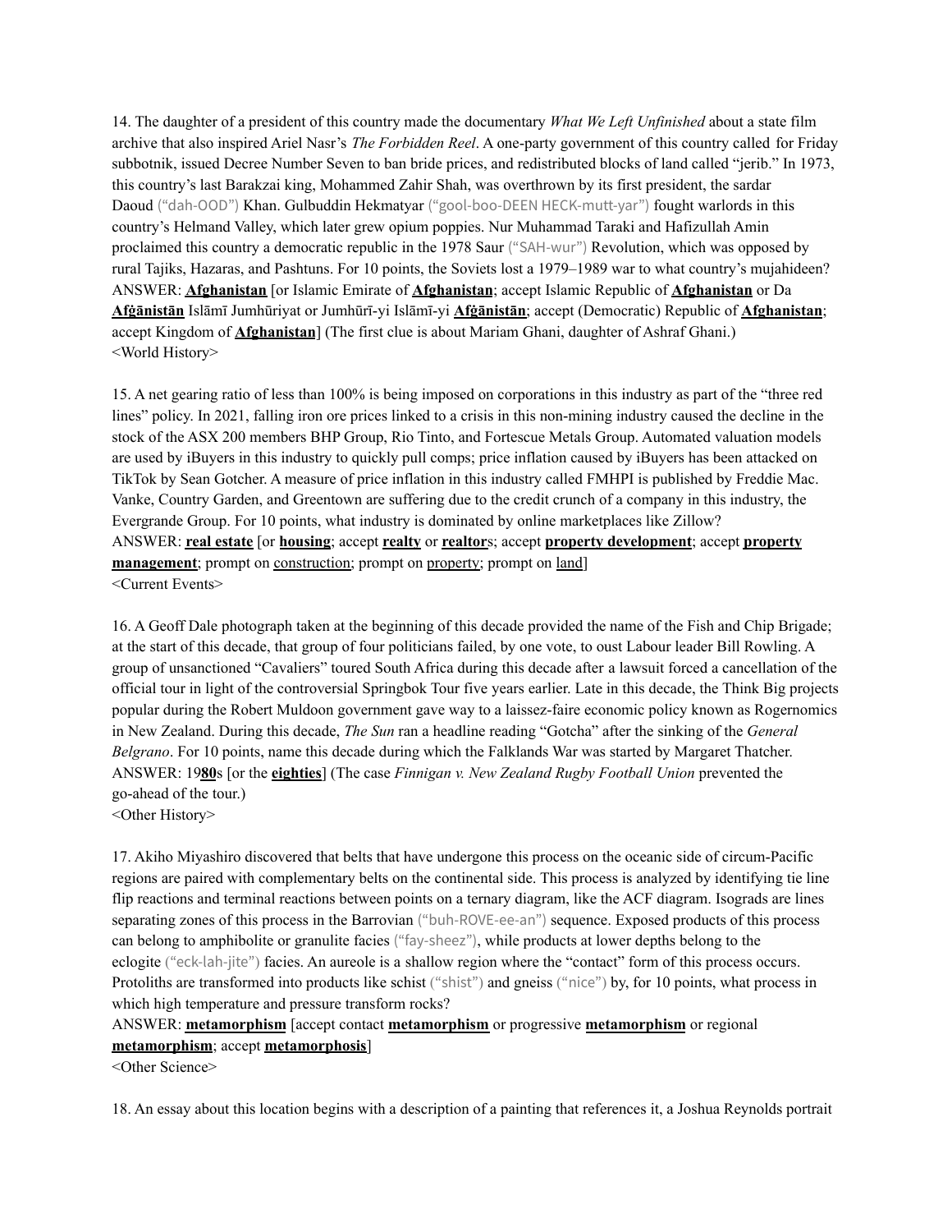14. The daughter of a president of this country made the documentary *What We Left Unfinished* about a state film archive that also inspired Ariel Nasr's *The Forbidden Reel*. A one-party government of this country called for Friday subbotnik, issued Decree Number Seven to ban bride prices, and redistributed blocks of land called "jerib." In 1973, this country's last Barakzai king, Mohammed Zahir Shah, was overthrown by its first president, the sardar Daoud ("dah-OOD") Khan. Gulbuddin Hekmatyar ("gool-boo-DEEN HECK-mutt-yar") fought warlords in this country's Helmand Valley, which later grew opium poppies. Nur Muhammad Taraki and Hafizullah Amin proclaimed this country a democratic republic in the 1978 Saur ("SAH-wur") Revolution, which was opposed by rural Tajiks, Hazaras, and Pashtuns. For 10 points, the Soviets lost a 1979–1989 war to what country's mujahideen?
ANSWER: **Afghanistan** [or Islamic Emirate of **Afghanistan**; accept Islamic Republic of **Afghanistan** or Da **Afġānistān** Islāmī Jumhūriyat or Jumhūrī-yi Islāmī-yi **Afġānistān**; accept (Democratic) Republic of **Afghanistan**; accept Kingdom of **Afghanistan**] (The first clue is about Mariam Ghani, daughter of Ashraf Ghani.)
<World History>

15. A net gearing ratio of less than 100% is being imposed on corporations in this industry as part of the "three red lines" policy. In 2021, falling iron ore prices linked to a crisis in this non-mining industry caused the decline in the stock of the ASX 200 members BHP Group, Rio Tinto, and Fortescue Metals Group. Automated valuation models are used by iBuyers in this industry to quickly pull comps; price inflation caused by iBuyers has been attacked on TikTok by Sean Gotcher. A measure of price inflation in this industry called FMHPI is published by Freddie Mac. Vanke, Country Garden, and Greentown are suffering due to the credit crunch of a company in this industry, the Evergrande Group. For 10 points, what industry is dominated by online marketplaces like Zillow?
ANSWER: **real estate** [or **housing**; accept **realty** or **realtor**s; accept **property development**; accept **property management**; prompt on construction; prompt on property; prompt on land]
<Current Events>

16. A Geoff Dale photograph taken at the beginning of this decade provided the name of the Fish and Chip Brigade; at the start of this decade, that group of four politicians failed, by one vote, to oust Labour leader Bill Rowling. A group of unsanctioned "Cavaliers" toured South Africa during this decade after a lawsuit forced a cancellation of the official tour in light of the controversial Springbok Tour five years earlier. Late in this decade, the Think Big projects popular during the Robert Muldoon government gave way to a laissez-faire economic policy known as Rogernomics in New Zealand. During this decade, *The Sun* ran a headline reading "Gotcha" after the sinking of the *General Belgrano*. For 10 points, name this decade during which the Falklands War was started by Margaret Thatcher.
ANSWER: 19**80**s [or the **eighties**] (The case *Finnigan v. New Zealand Rugby Football Union* prevented the go-ahead of the tour.)
<Other History>

17. Akiho Miyashiro discovered that belts that have undergone this process on the oceanic side of circum-Pacific regions are paired with complementary belts on the continental side. This process is analyzed by identifying tie line flip reactions and terminal reactions between points on a ternary diagram, like the ACF diagram. Isograds are lines separating zones of this process in the Barrovian ("buh-ROVE-ee-an") sequence. Exposed products of this process can belong to amphibolite or granulite facies ("fay-sheez"), while products at lower depths belong to the eclogite ("eck-lah-jite") facies. An aureole is a shallow region where the "contact" form of this process occurs. Protoliths are transformed into products like schist ("shist") and gneiss ("nice") by, for 10 points, what process in which high temperature and pressure transform rocks?
ANSWER: **metamorphism** [accept contact **metamorphism** or progressive **metamorphism** or regional **metamorphism**; accept **metamorphosis**]
<Other Science>

18. An essay about this location begins with a description of a painting that references it, a Joshua Reynolds portrait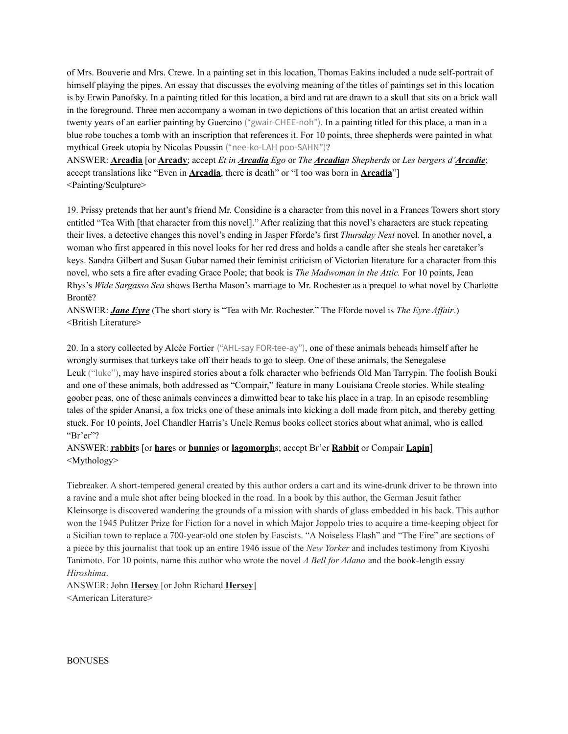of Mrs. Bouverie and Mrs. Crewe. In a painting set in this location, Thomas Eakins included a nude self-portrait of himself playing the pipes. An essay that discusses the evolving meaning of the titles of paintings set in this location is by Erwin Panofsky. In a painting titled for this location, a bird and rat are drawn to a skull that sits on a brick wall in the foreground. Three men accompany a woman in two depictions of this location that an artist created within twenty years of an earlier painting by Guercino ("gwair-CHEE-noh"). In a painting titled for this place, a man in a blue robe touches a tomb with an inscription that references it. For 10 points, three shepherds were painted in what mythical Greek utopia by Nicolas Poussin ("nee-ko-LAH poo-SAHN")?

ANSWER: **Arcadia** [or **Arcady**; accept *Et in **Arcadia** Ego* or *The **Arcadia**n Shepherds* or *Les bergers d'**Arcadie***; accept translations like "Even in **Arcadia**, there is death" or "I too was born in **Arcadia**"]

<Painting/Sculpture>

19. Prissy pretends that her aunt's friend Mr. Considine is a character from this novel in a Frances Towers short story entitled "Tea With [that character from this novel]." After realizing that this novel's characters are stuck repeating their lives, a detective changes this novel's ending in Jasper Fforde's first *Thursday Next* novel. In another novel, a woman who first appeared in this novel looks for her red dress and holds a candle after she steals her caretaker's keys. Sandra Gilbert and Susan Gubar named their feminist criticism of Victorian literature for a character from this novel, who sets a fire after evading Grace Poole; that book is *The Madwoman in the Attic.* For 10 points, Jean Rhys's *Wide Sargasso Sea* shows Bertha Mason's marriage to Mr. Rochester as a prequel to what novel by Charlotte Brontë?

ANSWER: ***Jane Eyre*** (The short story is "Tea with Mr. Rochester." The Fforde novel is *The Eyre Affair*.)

<British Literature>

20. In a story collected by Alcée Fortier ("AHL-say FOR-tee-ay"), one of these animals beheads himself after he wrongly surmises that turkeys take off their heads to go to sleep. One of these animals, the Senegalese Leuk ("luke"), may have inspired stories about a folk character who befriends Old Man Tarrypin. The foolish Bouki and one of these animals, both addressed as "Compair," feature in many Louisiana Creole stories. While stealing goober peas, one of these animals convinces a dimwitted bear to take his place in a trap. In an episode resembling tales of the spider Anansi, a fox tricks one of these animals into kicking a doll made from pitch, and thereby getting stuck. For 10 points, Joel Chandler Harris's Uncle Remus books collect stories about what animal, who is called "Br'er"?

ANSWER: **rabbit**s [or **hare**s or **bunnie**s or **lagomorph**s; accept Br'er **Rabbit** or Compair **Lapin**]

<Mythology>

Tiebreaker. A short-tempered general created by this author orders a cart and its wine-drunk driver to be thrown into a ravine and a mule shot after being blocked in the road. In a book by this author, the German Jesuit father Kleinsorge is discovered wandering the grounds of a mission with shards of glass embedded in his back. This author won the 1945 Pulitzer Prize for Fiction for a novel in which Major Joppolo tries to acquire a time-keeping object for a Sicilian town to replace a 700-year-old one stolen by Fascists. "A Noiseless Flash" and "The Fire" are sections of a piece by this journalist that took up an entire 1946 issue of the *New Yorker* and includes testimony from Kiyoshi Tanimoto. For 10 points, name this author who wrote the novel *A Bell for Adano* and the book-length essay *Hiroshima*.

ANSWER: John **Hersey** [or John Richard **Hersey**]

<American Literature>

BONUSES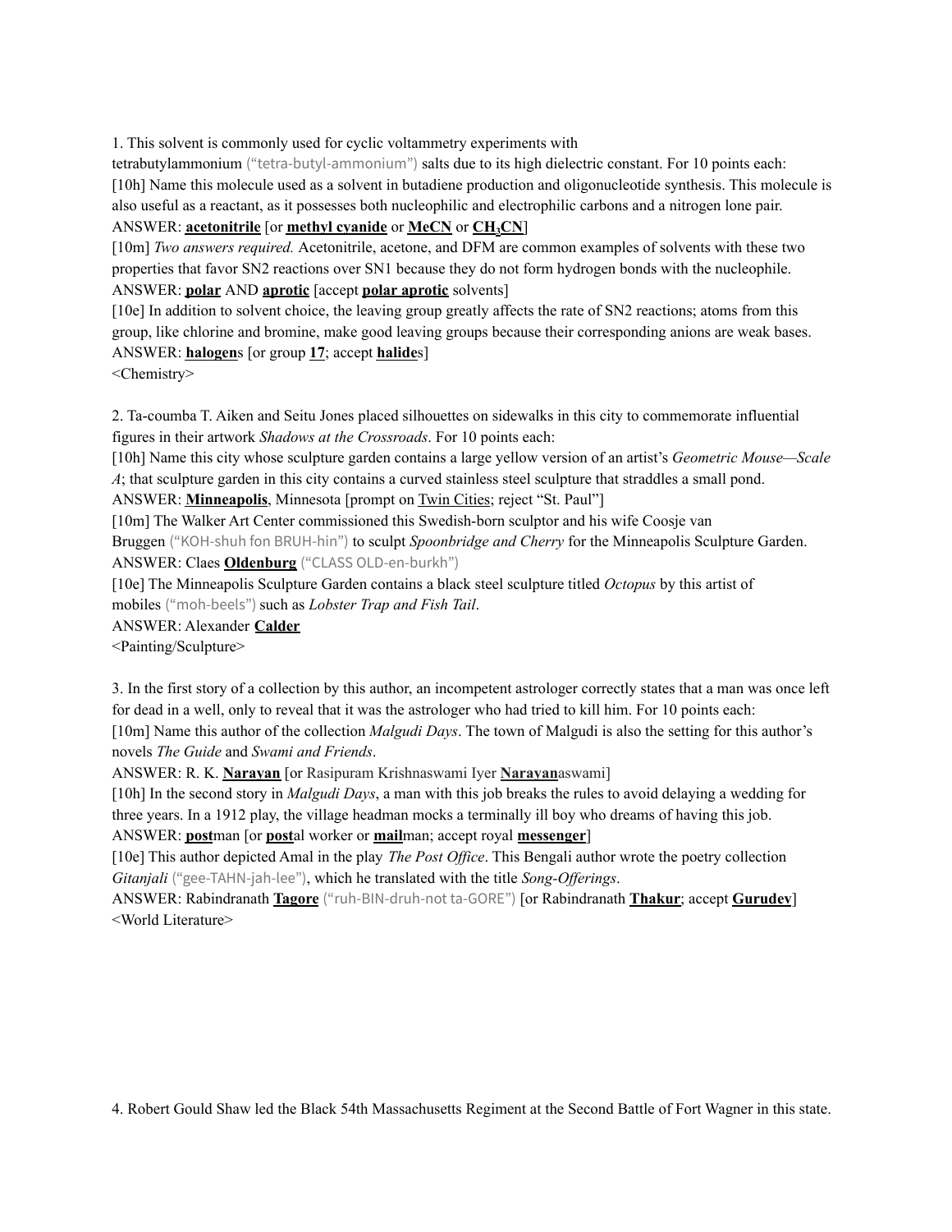1. This solvent is commonly used for cyclic voltammetry experiments with tetrabutylammonium ("tetra-butyl-ammonium") salts due to its high dielectric constant. For 10 points each:

[10h] Name this molecule used as a solvent in butadiene production and oligonucleotide synthesis. This molecule is also useful as a reactant, as it possesses both nucleophilic and electrophilic carbons and a nitrogen lone pair.

ANSWER: **acetonitrile** [or **methyl cyanide** or **MeCN** or **$CH_3CN$**]

[10m] *Two answers required.* Acetonitrile, acetone, and DFM are common examples of solvents with these two properties that favor SN2 reactions over SN1 because they do not form hydrogen bonds with the nucleophile.

ANSWER: **polar** AND **aprotic** [accept **polar aprotic** solvents]

[10e] In addition to solvent choice, the leaving group greatly affects the rate of SN2 reactions; atoms from this group, like chlorine and bromine, make good leaving groups because their corresponding anions are weak bases.

ANSWER: **halogen**s [or group **17**; accept **halide**s]

<Chemistry>

2. Ta-coumba T. Aiken and Seitu Jones placed silhouettes on sidewalks in this city to commemorate influential figures in their artwork *Shadows at the Crossroads*. For 10 points each:

[10h] Name this city whose sculpture garden contains a large yellow version of an artist's *Geometric Mouse—Scale A*; that sculpture garden in this city contains a curved stainless steel sculpture that straddles a small pond.

ANSWER: **Minneapolis**, Minnesota [prompt on Twin Cities; reject "St. Paul"]

[10m] The Walker Art Center commissioned this Swedish-born sculptor and his wife Coosje van Bruggen ("KOH-shuh fon BRUH-hin") to sculpt *Spoonbridge and Cherry* for the Minneapolis Sculpture Garden.

ANSWER: Claes **Oldenburg** ("CLASS OLD-en-burkh")

[10e] The Minneapolis Sculpture Garden contains a black steel sculpture titled *Octopus* by this artist of mobiles ("moh-beels") such as *Lobster Trap and Fish Tail*.

ANSWER: Alexander **Calder**

<Painting/Sculpture>

3. In the first story of a collection by this author, an incompetent astrologer correctly states that a man was once left for dead in a well, only to reveal that it was the astrologer who had tried to kill him. For 10 points each:

[10m] Name this author of the collection *Malgudi Days*. The town of Malgudi is also the setting for this author's novels *The Guide* and *Swami and Friends*.

ANSWER: R. K. **Narayan** [or Rasipuram Krishnaswami Iyer **Narayan**aswami]

[10h] In the second story in *Malgudi Days*, a man with this job breaks the rules to avoid delaying a wedding for three years. In a 1912 play, the village headman mocks a terminally ill boy who dreams of having this job.

ANSWER: **post**man [or **post**al worker or **mail**man; accept royal **messenger**]

[10e] This author depicted Amal in the play *The Post Office*. This Bengali author wrote the poetry collection *Gitanjali* ("gee-TAHN-jah-lee"), which he translated with the title *Song-Offerings*.

ANSWER: Rabindranath **Tagore** ("ruh-BIN-druh-not ta-GORE") [or Rabindranath **Thakur**; accept **Gurudev**]

<World Literature>

4. Robert Gould Shaw led the Black 54th Massachusetts Regiment at the Second Battle of Fort Wagner in this state.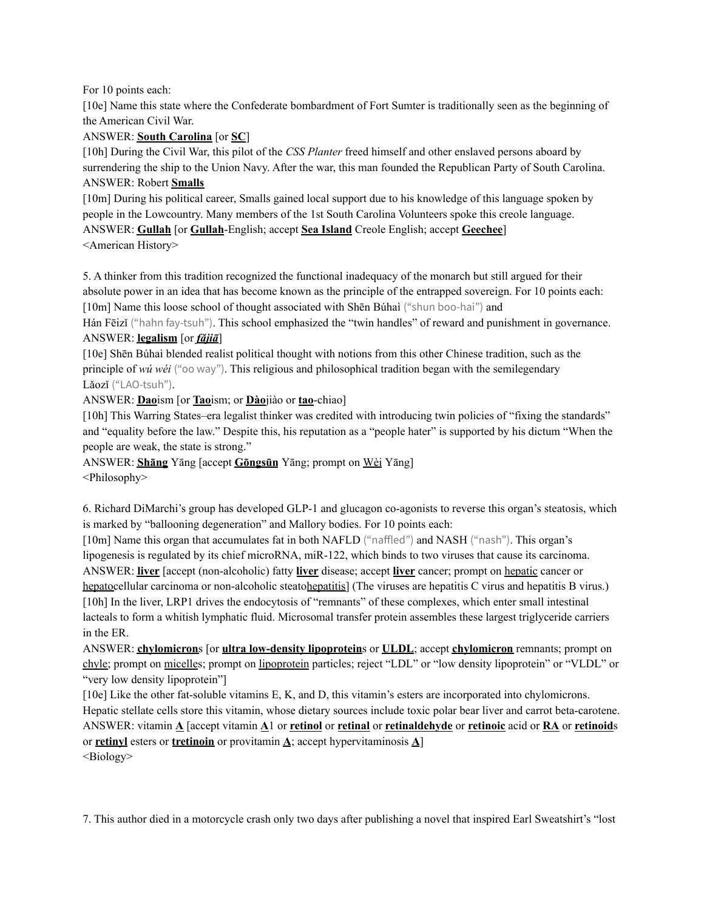For 10 points each:

[10e] Name this state where the Confederate bombardment of Fort Sumter is traditionally seen as the beginning of the American Civil War.

ANSWER: **South Carolina** [or **SC**]

[10h] During the Civil War, this pilot of the *CSS Planter* freed himself and other enslaved persons aboard by surrendering the ship to the Union Navy. After the war, this man founded the Republican Party of South Carolina.

ANSWER: Robert **Smalls**

[10m] During his political career, Smalls gained local support due to his knowledge of this language spoken by people in the Lowcountry. Many members of the 1st South Carolina Volunteers spoke this creole language.

ANSWER: **Gullah** [or **Gullah**-English; accept **Sea Island** Creole English; accept **Geechee**]

<American History>

5. A thinker from this tradition recognized the functional inadequacy of the monarch but still argued for their absolute power in an idea that has become known as the principle of the entrapped sovereign. For 10 points each:

[10m] Name this loose school of thought associated with Shēn Búhài ("shun boo-hai") and Hán Fēizǐ ("hahn fay-tsuh"). This school emphasized the "twin handles" of reward and punishment in governance.

ANSWER: **legalism** [or ***fǎjiā***]

[10e] Shēn Búhài blended realist political thought with notions from this other Chinese tradition, such as the principle of *wú wéi* ("oo way"). This religious and philosophical tradition began with the semilegendary Lǎozǐ ("LAO-tsuh").

ANSWER: **Dao**ism [or **Tao**ism; or **Dào**jiào or **tao**-chiao]

[10h] This Warring States–era legalist thinker was credited with introducing twin policies of "fixing the standards" and "equality before the law." Despite this, his reputation as a "people hater" is supported by his dictum "When the people are weak, the state is strong."

ANSWER: **Shāng** Yāng [accept **Gōngsūn** Yāng; prompt on Wèi Yāng]

<Philosophy>

6. Richard DiMarchi's group has developed GLP-1 and glucagon co-agonists to reverse this organ's steatosis, which is marked by "ballooning degeneration" and Mallory bodies. For 10 points each:

[10m] Name this organ that accumulates fat in both NAFLD ("naffled") and NASH ("nash"). This organ's lipogenesis is regulated by its chief microRNA, miR-122, which binds to two viruses that cause its carcinoma.

ANSWER: **liver** [accept (non-alcoholic) fatty **liver** disease; accept **liver** cancer; prompt on hepatic cancer or hepatocellular carcinoma or non-alcoholic steatohepatitis] (The viruses are hepatitis C virus and hepatitis B virus.)

[10h] In the liver, LRP1 drives the endocytosis of "remnants" of these complexes, which enter small intestinal lacteals to form a whitish lymphatic fluid. Microsomal transfer protein assembles these largest triglyceride carriers in the ER.

ANSWER: **chylomicron**s [or **ultra low-density lipoprotein**s or **ULDL**; accept **chylomicron** remnants; prompt on chyle; prompt on micelles; prompt on lipoprotein particles; reject "LDL" or "low density lipoprotein" or "VLDL" or "very low density lipoprotein"]

[10e] Like the other fat-soluble vitamins E, K, and D, this vitamin's esters are incorporated into chylomicrons. Hepatic stellate cells store this vitamin, whose dietary sources include toxic polar bear liver and carrot beta-carotene.

ANSWER: vitamin **A** [accept vitamin **A**1 or **retinol** or **retinal** or **retinaldehyde** or **retinoic** acid or **RA** or **retinoid**s or **retinyl** esters or **tretinoin** or provitamin **A**; accept hypervitaminosis **A**]

<Biology>

7. This author died in a motorcycle crash only two days after publishing a novel that inspired Earl Sweatshirt's "lost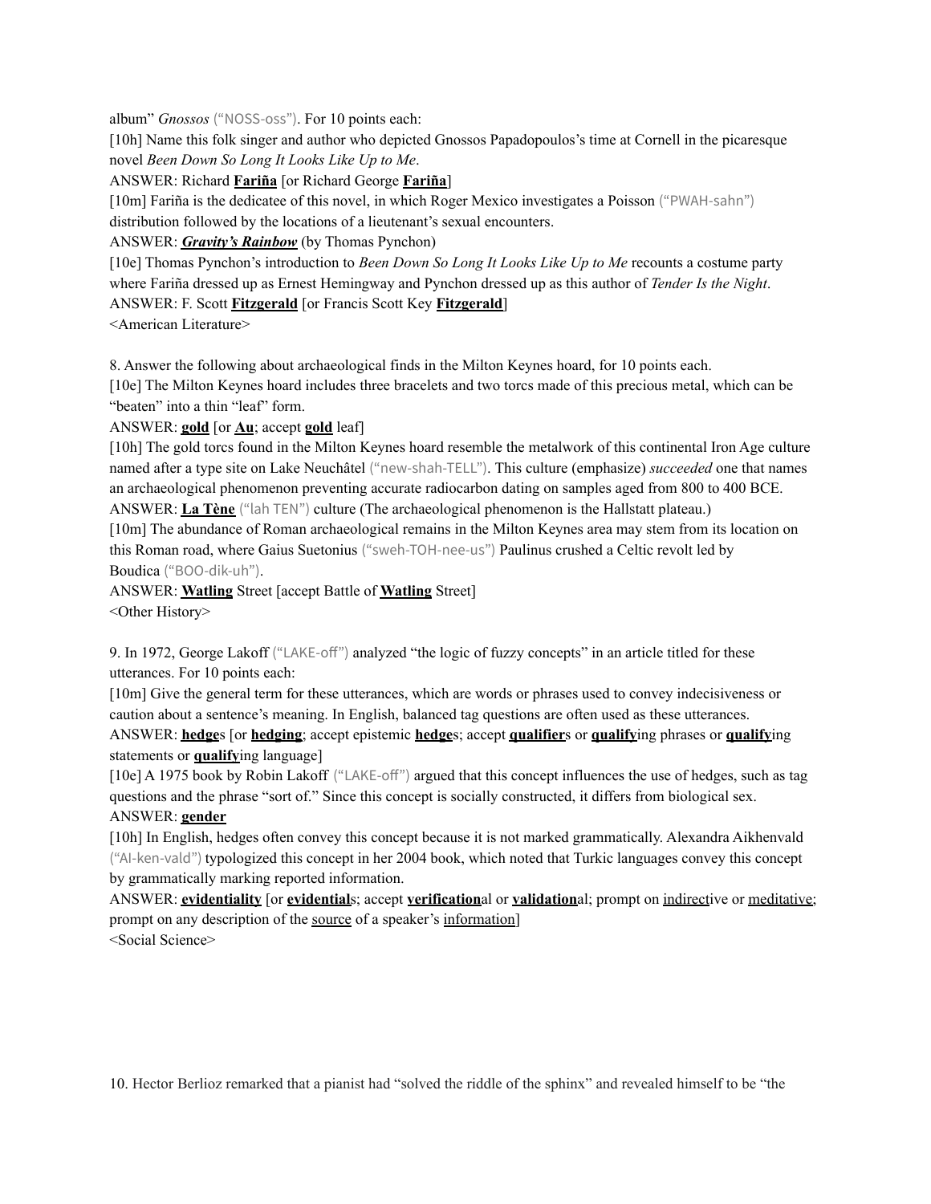album" *Gnossos* ("NOSS-oss"). For 10 points each:

[10h] Name this folk singer and author who depicted Gnossos Papadopoulos's time at Cornell in the picaresque novel *Been Down So Long It Looks Like Up to Me*.

ANSWER: Richard **Fariña** [or Richard George **Fariña**]

[10m] Fariña is the dedicatee of this novel, in which Roger Mexico investigates a Poisson ("PWAH-sahn") distribution followed by the locations of a lieutenant's sexual encounters.

ANSWER: ***Gravity's Rainbow*** (by Thomas Pynchon)

[10e] Thomas Pynchon's introduction to *Been Down So Long It Looks Like Up to Me* recounts a costume party where Fariña dressed up as Ernest Hemingway and Pynchon dressed up as this author of *Tender Is the Night*.

ANSWER: F. Scott **Fitzgerald** [or Francis Scott Key **Fitzgerald**]

<American Literature>

8. Answer the following about archaeological finds in the Milton Keynes hoard, for 10 points each.

[10e] The Milton Keynes hoard includes three bracelets and two torcs made of this precious metal, which can be "beaten" into a thin "leaf" form.

ANSWER: **gold** [or **Au**; accept **gold** leaf]

[10h] The gold torcs found in the Milton Keynes hoard resemble the metalwork of this continental Iron Age culture named after a type site on Lake Neuchâtel ("new-shah-TELL"). This culture (emphasize) *succeeded* one that names an archaeological phenomenon preventing accurate radiocarbon dating on samples aged from 800 to 400 BCE.

ANSWER: **La Tène** ("lah TEN") culture (The archaeological phenomenon is the Hallstatt plateau.)

[10m] The abundance of Roman archaeological remains in the Milton Keynes area may stem from its location on this Roman road, where Gaius Suetonius ("sweh-TOH-nee-us") Paulinus crushed a Celtic revolt led by Boudica ("BOO-dik-uh").

ANSWER: **Watling** Street [accept Battle of **Watling** Street]

<Other History>

9. In 1972, George Lakoff ("LAKE-off") analyzed "the logic of fuzzy concepts" in an article titled for these utterances. For 10 points each:

[10m] Give the general term for these utterances, which are words or phrases used to convey indecisiveness or caution about a sentence's meaning. In English, balanced tag questions are often used as these utterances.

ANSWER: **hedge**s [or **hedging**; accept epistemic **hedge**s; accept **qualifier**s or **qualify**ing phrases or **qualify**ing statements or **qualify**ing language]

[10e] A 1975 book by Robin Lakoff ("LAKE-off") argued that this concept influences the use of hedges, such as tag questions and the phrase "sort of." Since this concept is socially constructed, it differs from biological sex.

ANSWER: **gender**

[10h] In English, hedges often convey this concept because it is not marked grammatically. Alexandra Aikhenvald ("AI-ken-vald") typologized this concept in her 2004 book, which noted that Turkic languages convey this concept by grammatically marking reported information.

ANSWER: **evidentiality** [or **evidential**s; accept **verification**al or **validation**al; prompt on indirective or meditative; prompt on any description of the source of a speaker's information]

<Social Science>

10. Hector Berlioz remarked that a pianist had "solved the riddle of the sphinx" and revealed himself to be "the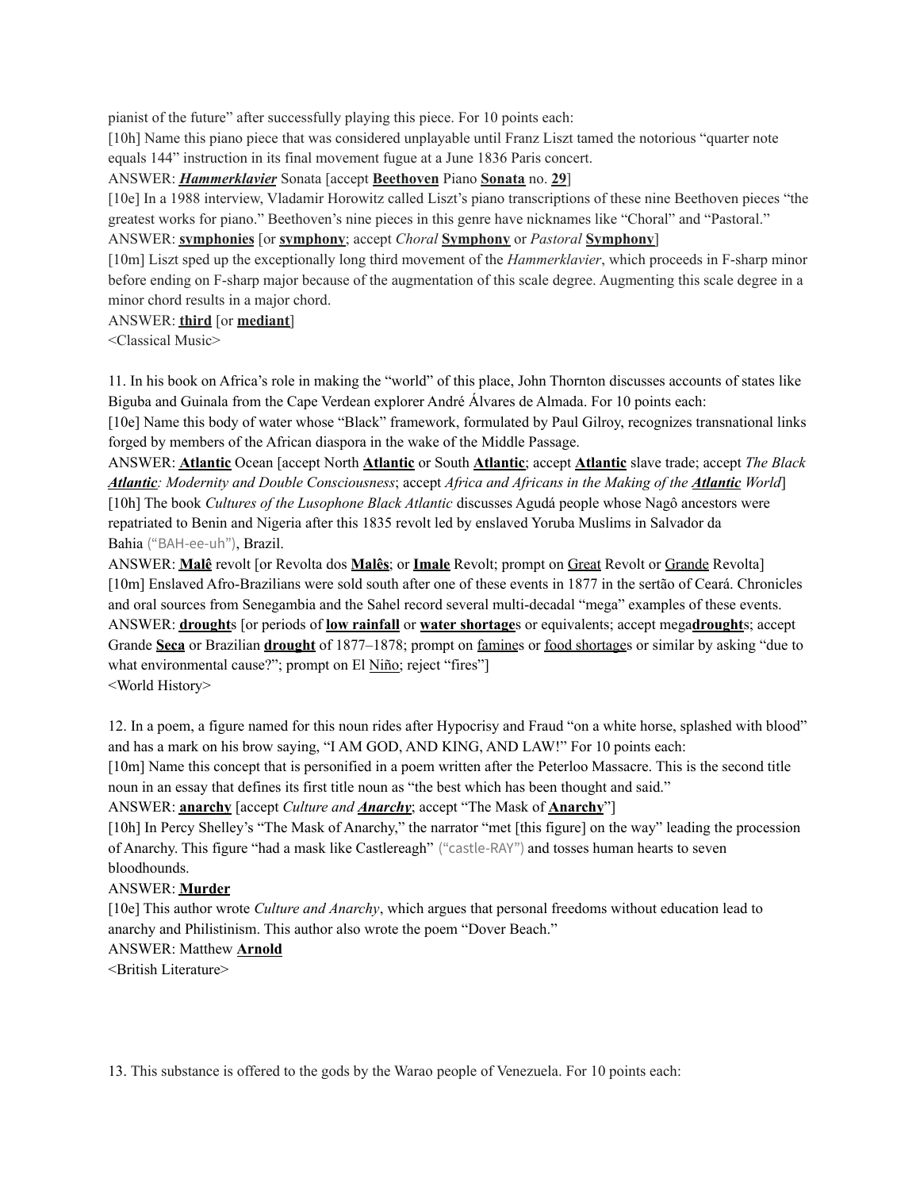pianist of the future" after successfully playing this piece. For 10 points each:

[10h] Name this piano piece that was considered unplayable until Franz Liszt tamed the notorious "quarter note equals 144" instruction in its final movement fugue at a June 1836 Paris concert.

ANSWER: ***Hammerklavier*** Sonata [accept **Beethoven** Piano **Sonata** no. **29**]

[10e] In a 1988 interview, Vladamir Horowitz called Liszt's piano transcriptions of these nine Beethoven pieces "the greatest works for piano." Beethoven's nine pieces in this genre have nicknames like "Choral" and "Pastoral."

ANSWER: **symphonies** [or **symphony**; accept *Choral* **Symphony** or *Pastoral* **Symphony**]

[10m] Liszt sped up the exceptionally long third movement of the *Hammerklavier*, which proceeds in F-sharp minor before ending on F-sharp major because of the augmentation of this scale degree. Augmenting this scale degree in a minor chord results in a major chord.

ANSWER: **third** [or **mediant**]

<Classical Music>

11. In his book on Africa's role in making the "world" of this place, John Thornton discusses accounts of states like Biguba and Guinala from the Cape Verdean explorer André Álvares de Almada. For 10 points each:

[10e] Name this body of water whose "Black" framework, formulated by Paul Gilroy, recognizes transnational links forged by members of the African diaspora in the wake of the Middle Passage.

ANSWER: **Atlantic** Ocean [accept North **Atlantic** or South **Atlantic**; accept **Atlantic** slave trade; accept *The Black **Atlantic**: Modernity and Double Consciousness*; accept *Africa and Africans in the Making of the **Atlantic** World*]

[10h] The book *Cultures of the Lusophone Black Atlantic* discusses Agudá people whose Nagô ancestors were repatriated to Benin and Nigeria after this 1835 revolt led by enslaved Yoruba Muslims in Salvador da Bahia ("BAH-ee-uh"), Brazil.

ANSWER: **Malê** revolt [or Revolta dos **Malês**; or **Imale** Revolt; prompt on Great Revolt or Grande Revolta]

[10m] Enslaved Afro-Brazilians were sold south after one of these events in 1877 in the sertão of Ceará. Chronicles and oral sources from Senegambia and the Sahel record several multi-decadal "mega" examples of these events.

ANSWER: **drought**s [or periods of **low rainfall** or **water shortage**s or equivalents; accept mega**drought**s; accept Grande **Seca** or Brazilian **drought** of 1877–1878; prompt on famines or food shortages or similar by asking "due to what environmental cause?"; prompt on El Niño; reject "fires"]

<World History>

12. In a poem, a figure named for this noun rides after Hypocrisy and Fraud "on a white horse, splashed with blood" and has a mark on his brow saying, "I AM GOD, AND KING, AND LAW!" For 10 points each:

[10m] Name this concept that is personified in a poem written after the Peterloo Massacre. This is the second title noun in an essay that defines its first title noun as "the best which has been thought and said."

ANSWER: **anarchy** [accept *Culture and **Anarchy***; accept "The Mask of **Anarchy**"]

[10h] In Percy Shelley's "The Mask of Anarchy," the narrator "met [this figure] on the way" leading the procession of Anarchy. This figure "had a mask like Castlereagh" ("castle-RAY") and tosses human hearts to seven bloodhounds.

ANSWER: **Murder**

[10e] This author wrote *Culture and Anarchy*, which argues that personal freedoms without education lead to anarchy and Philistinism. This author also wrote the poem "Dover Beach."

ANSWER: Matthew **Arnold**

<British Literature>

13. This substance is offered to the gods by the Warao people of Venezuela. For 10 points each: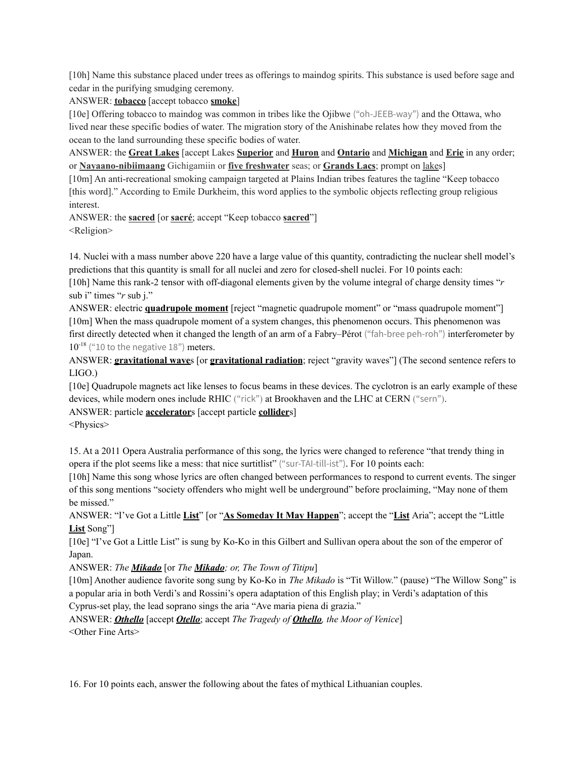[10h] Name this substance placed under trees as offerings to maindog spirits. This substance is used before sage and cedar in the purifying smudging ceremony.

ANSWER: **tobacco** [accept tobacco **smoke**]

[10e] Offering tobacco to maindog was common in tribes like the Ojibwe ("oh-JEEB-way") and the Ottawa, who lived near these specific bodies of water. The migration story of the Anishinabe relates how they moved from the ocean to the land surrounding these specific bodies of water.

ANSWER: the **Great Lakes** [accept Lakes **Superior** and **Huron** and **Ontario** and **Michigan** and **Erie** in any order; or **Nayaano-nibiimaang** Gichigamiin or **five freshwater** seas; or **Grands Lacs**; prompt on lakes]

[10m] An anti-recreational smoking campaign targeted at Plains Indian tribes features the tagline "Keep tobacco [this word]." According to Emile Durkheim, this word applies to the symbolic objects reflecting group religious interest.

ANSWER: the **sacred** [or **sacré**; accept "Keep tobacco **sacred**"]

<Religion>

14. Nuclei with a mass number above 220 have a large value of this quantity, contradicting the nuclear shell model's predictions that this quantity is small for all nuclei and zero for closed-shell nuclei. For 10 points each:

[10h] Name this rank-2 tensor with off-diagonal elements given by the volume integral of charge density times "*r* sub i" times "*r* sub j."

ANSWER: electric **quadrupole moment** [reject "magnetic quadrupole moment" or "mass quadrupole moment"]

[10m] When the mass quadrupole moment of a system changes, this phenomenon occurs. This phenomenon was first directly detected when it changed the length of an arm of a Fabry–Pérot ("fah-bree peh-roh") interferometer by $10^{-18}$ ("10 to the negative 18") meters.

ANSWER: **gravitational wave**s [or **gravitational radiation**; reject "gravity waves"] (The second sentence refers to LIGO.)

[10e] Quadrupole magnets act like lenses to focus beams in these devices. The cyclotron is an early example of these devices, while modern ones include RHIC ("rick") at Brookhaven and the LHC at CERN ("sern").

ANSWER: particle **accelerator**s [accept particle **collider**s]

<Physics>

15. At a 2011 Opera Australia performance of this song, the lyrics were changed to reference "that trendy thing in opera if the plot seems like a mess: that nice surtitlist" ("sur-TAI-till-ist"). For 10 points each:

[10h] Name this song whose lyrics are often changed between performances to respond to current events. The singer of this song mentions "society offenders who might well be underground" before proclaiming, "May none of them be missed."

ANSWER: "I've Got a Little **List**" [or "**As Someday It May Happen**"; accept the "**List** Aria"; accept the "Little **List** Song"]

[10e] "I've Got a Little List" is sung by Ko-Ko in this Gilbert and Sullivan opera about the son of the emperor of Japan.

ANSWER: *The **Mikado*** [or *The **Mikado**; or, The Town of Titipu*]

[10m] Another audience favorite song sung by Ko-Ko in *The Mikado* is "Tit Willow." (pause) "The Willow Song" is a popular aria in both Verdi's and Rossini's opera adaptation of this English play; in Verdi's adaptation of this Cyprus-set play, the lead soprano sings the aria "Ave maria piena di grazia."

ANSWER: ***Othello*** [accept ***Otello***; accept *The Tragedy of **Othello**, the Moor of Venice*]

<Other Fine Arts>

16. For 10 points each, answer the following about the fates of mythical Lithuanian couples.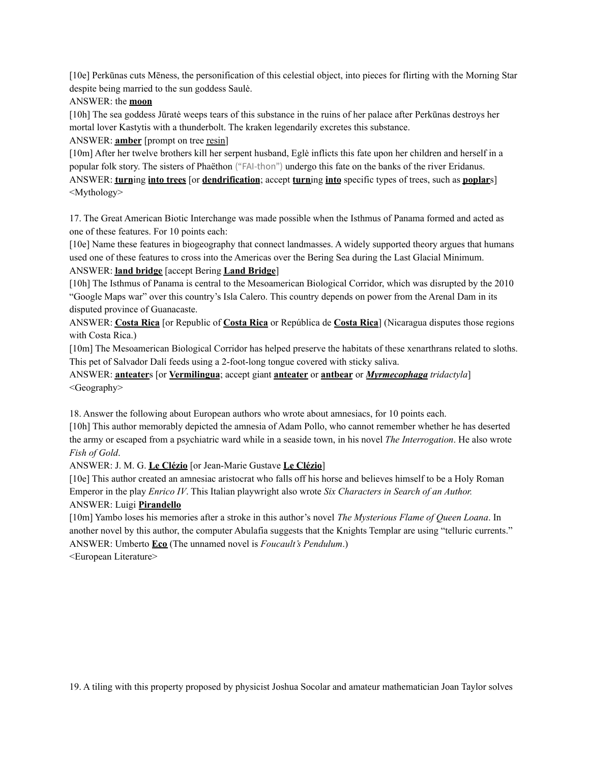[10e] Perkūnas cuts Mēness, the personification of this celestial object, into pieces for flirting with the Morning Star despite being married to the sun goddess Saulė.

ANSWER: the **moon**

[10h] The sea goddess Jūratė weeps tears of this substance in the ruins of her palace after Perkūnas destroys her mortal lover Kastytis with a thunderbolt. The kraken legendarily excretes this substance.

ANSWER: **amber** [prompt on tree resin]

[10m] After her twelve brothers kill her serpent husband, Eglė inflicts this fate upon her children and herself in a popular folk story. The sisters of Phaëthon ("FAI-thon") undergo this fate on the banks of the river Eridanus.

ANSWER: **turn**ing **into trees** [or **dendrification**; accept **turn**ing **into** specific types of trees, such as **poplar**s]

<Mythology>

17. The Great American Biotic Interchange was made possible when the Isthmus of Panama formed and acted as one of these features. For 10 points each:

[10e] Name these features in biogeography that connect landmasses. A widely supported theory argues that humans used one of these features to cross into the Americas over the Bering Sea during the Last Glacial Minimum.

ANSWER: **land bridge** [accept Bering **Land Bridge**]

[10h] The Isthmus of Panama is central to the Mesoamerican Biological Corridor, which was disrupted by the 2010 "Google Maps war" over this country's Isla Calero. This country depends on power from the Arenal Dam in its disputed province of Guanacaste.

ANSWER: **Costa Rica** [or Republic of **Costa Rica** or República de **Costa Rica**] (Nicaragua disputes those regions with Costa Rica.)

[10m] The Mesoamerican Biological Corridor has helped preserve the habitats of these xenarthrans related to sloths. This pet of Salvador Dalí feeds using a 2-foot-long tongue covered with sticky saliva.

ANSWER: **anteater**s [or **Vermilingua**; accept giant **anteater** or **antbear** or ***Myrmecophaga*** *tridactyla*]

<Geography>

18. Answer the following about European authors who wrote about amnesiacs, for 10 points each.

[10h] This author memorably depicted the amnesia of Adam Pollo, who cannot remember whether he has deserted the army or escaped from a psychiatric ward while in a seaside town, in his novel *The Interrogation*. He also wrote *Fish of Gold*.

ANSWER: J. M. G. **Le Clézio** [or Jean-Marie Gustave **Le Clézio**]

[10e] This author created an amnesiac aristocrat who falls off his horse and believes himself to be a Holy Roman Emperor in the play *Enrico IV*. This Italian playwright also wrote *Six Characters in Search of an Author.*

ANSWER: Luigi **Pirandello**

[10m] Yambo loses his memories after a stroke in this author's novel *The Mysterious Flame of Queen Loana*. In another novel by this author, the computer Abulafia suggests that the Knights Templar are using "telluric currents."

ANSWER: Umberto **Eco** (The unnamed novel is *Foucault's Pendulum*.)

<European Literature>

19. A tiling with this property proposed by physicist Joshua Socolar and amateur mathematician Joan Taylor solves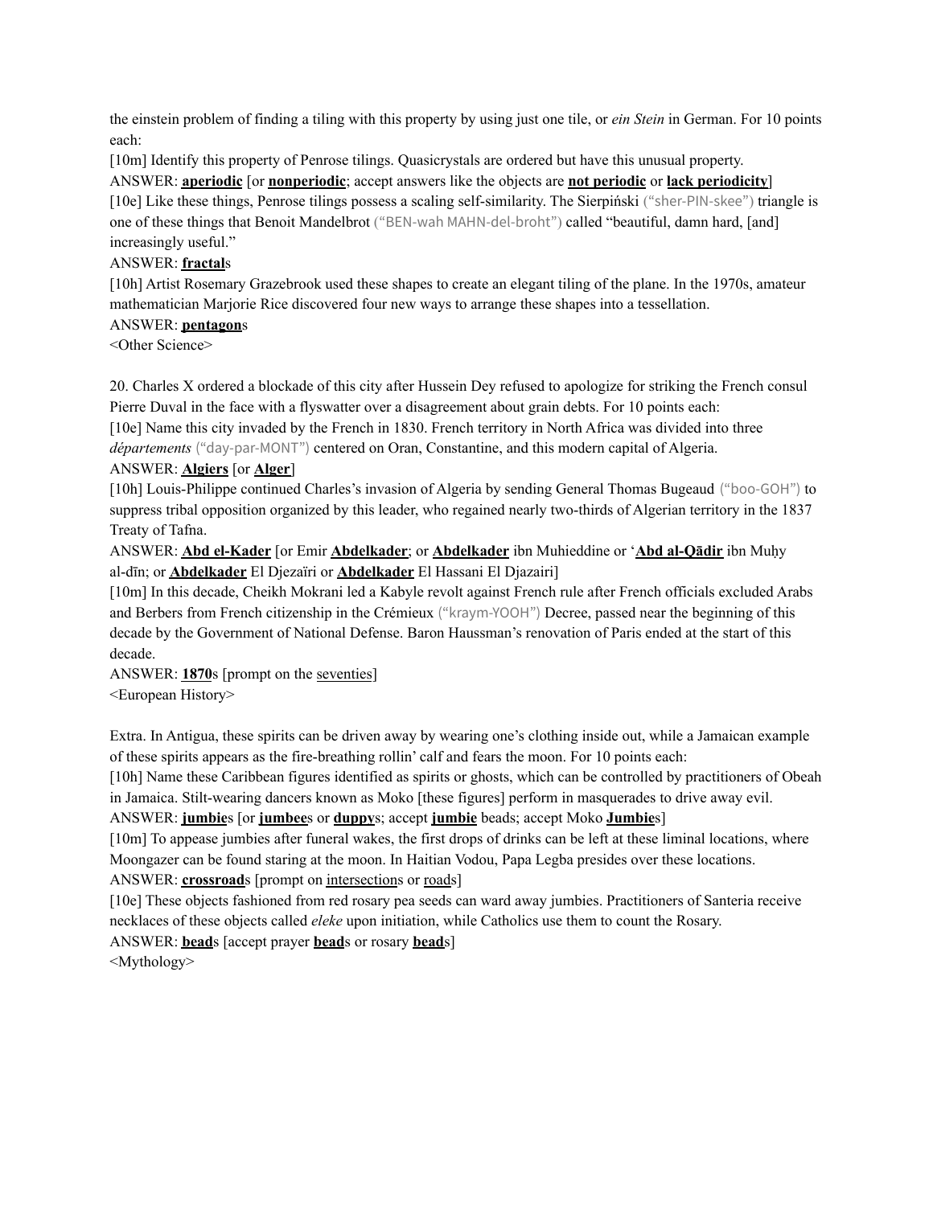the einstein problem of finding a tiling with this property by using just one tile, or *ein Stein* in German. For 10 points each:

[10m] Identify this property of Penrose tilings. Quasicrystals are ordered but have this unusual property.

ANSWER: **aperiodic** [or **nonperiodic**; accept answers like the objects are **not periodic** or **lack periodicity**]

[10e] Like these things, Penrose tilings possess a scaling self-similarity. The Sierpiński ("sher-PIN-skee") triangle is one of these things that Benoit Mandelbrot ("BEN-wah MAHN-del-broht") called "beautiful, damn hard, [and] increasingly useful."

ANSWER: **fractal**s

[10h] Artist Rosemary Grazebrook used these shapes to create an elegant tiling of the plane. In the 1970s, amateur mathematician Marjorie Rice discovered four new ways to arrange these shapes into a tessellation.

ANSWER: **pentagon**s

<Other Science>

20. Charles X ordered a blockade of this city after Hussein Dey refused to apologize for striking the French consul Pierre Duval in the face with a flyswatter over a disagreement about grain debts. For 10 points each:

[10e] Name this city invaded by the French in 1830. French territory in North Africa was divided into three *départements* ("day-par-MONT") centered on Oran, Constantine, and this modern capital of Algeria.

ANSWER: **Algiers** [or **Alger**]

[10h] Louis-Philippe continued Charles's invasion of Algeria by sending General Thomas Bugeaud ("boo-GOH") to suppress tribal opposition organized by this leader, who regained nearly two-thirds of Algerian territory in the 1837 Treaty of Tafna.

ANSWER: **Abd el-Kader** [or Emir **Abdelkader**; or **Abdelkader** ibn Muhieddine or '**Abd al-Qādir** ibn Muḥy al-dīn; or **Abdelkader** El Djezaïri or **Abdelkader** El Hassani El Djazairi]

[10m] In this decade, Cheikh Mokrani led a Kabyle revolt against French rule after French officials excluded Arabs and Berbers from French citizenship in the Crémieux ("kraym-YOOH") Decree, passed near the beginning of this decade by the Government of National Defense. Baron Haussman's renovation of Paris ended at the start of this decade.

ANSWER: **1870**s [prompt on the seventies]

<European History>

Extra. In Antigua, these spirits can be driven away by wearing one's clothing inside out, while a Jamaican example of these spirits appears as the fire-breathing rollin' calf and fears the moon. For 10 points each:

[10h] Name these Caribbean figures identified as spirits or ghosts, which can be controlled by practitioners of Obeah in Jamaica. Stilt-wearing dancers known as Moko [these figures] perform in masquerades to drive away evil.

ANSWER: **jumbie**s [or **jumbee**s or **duppy**s; accept **jumbie** beads; accept Moko **Jumbie**s]

[10m] To appease jumbies after funeral wakes, the first drops of drinks can be left at these liminal locations, where Moongazer can be found staring at the moon. In Haitian Vodou, Papa Legba presides over these locations.

ANSWER: **crossroad**s [prompt on intersections or roads]

[10e] These objects fashioned from red rosary pea seeds can ward away jumbies. Practitioners of Santeria receive necklaces of these objects called *eleke* upon initiation, while Catholics use them to count the Rosary.

ANSWER: **bead**s [accept prayer **bead**s or rosary **bead**s]

<Mythology>